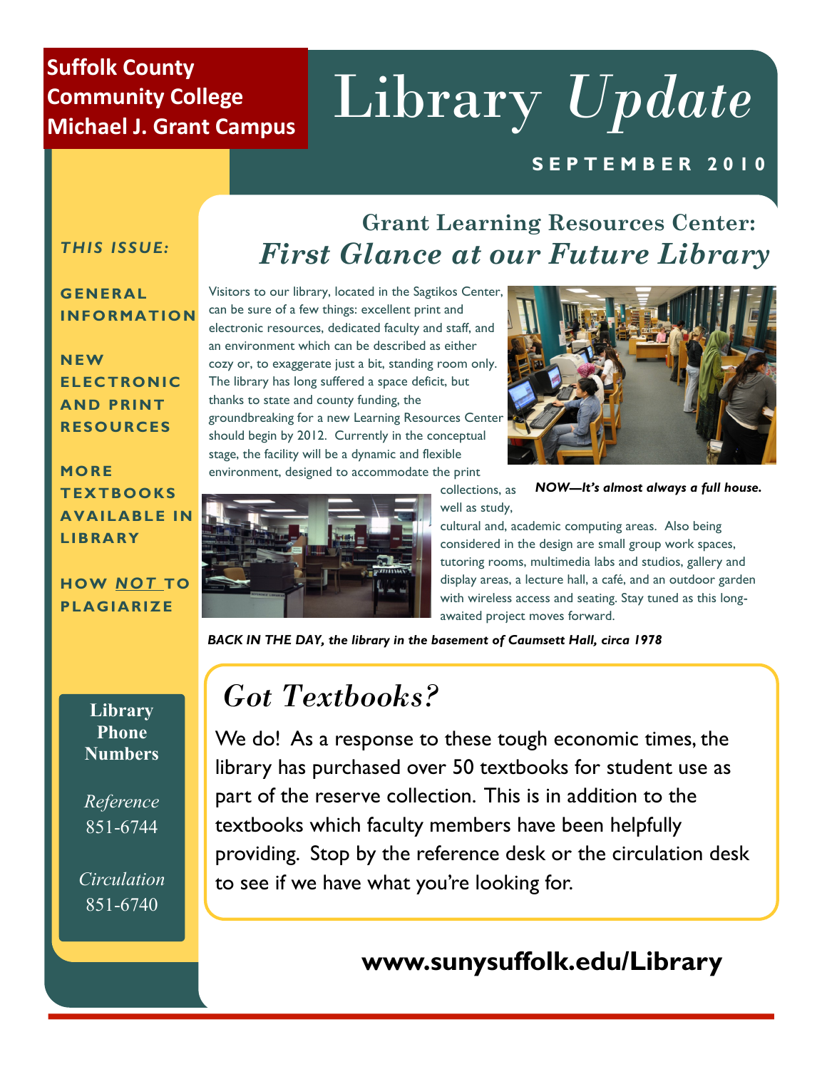**Suffolk County Community College Michael J. Grant Campus**

# Library *Update*

**SEPTEMBER 2010**

***THIS ISSUE:***

**GENERAL INFORMATION**

**NEW ELECTRONIC AND PRINT RESOURCES**

**MORE TEXTBOOKS AVAILABLE IN LIBRARY**

**HOW *NOT* TO PLAGIARIZE**

## Grant Learning Resources Center: *First Glance at our Future Library*

Visitors to our library, located in the Sagtikos Center, can be sure of a few things: excellent print and electronic resources, dedicated faculty and staff, and an environment which can be described as either cozy or, to exaggerate just a bit, standing room only. The library has long suffered a space deficit, but thanks to state and county funding, the groundbreaking for a new Learning Resources Center should begin by 2012. Currently in the conceptual stage, the facility will be a dynamic and flexible environment, designed to accommodate the print collections, as well as study, cultural and, academic computing areas. Also being considered in the design are small group work spaces, tutoring rooms, multimedia labs and studios, gallery and display areas, a lecture hall, a café, and an outdoor garden with wireless access and seating. Stay tuned as this long-awaited project moves forward.

***NOW—It's almost always a full house.***

***BACK IN THE DAY, the library in the basement of Caumsett Hall, circa 1978***

## *Got Textbooks?*

We do! As a response to these tough economic times, the library has purchased over 50 textbooks for student use as part of the reserve collection. This is in addition to the textbooks which faculty members have been helpfully providing. Stop by the reference desk or the circulation desk to see if we have what you're looking for.

**Library Phone Numbers**

*Reference*
851-6744

*Circulation*
851-6740

**www.sunysuffolk.edu/Library**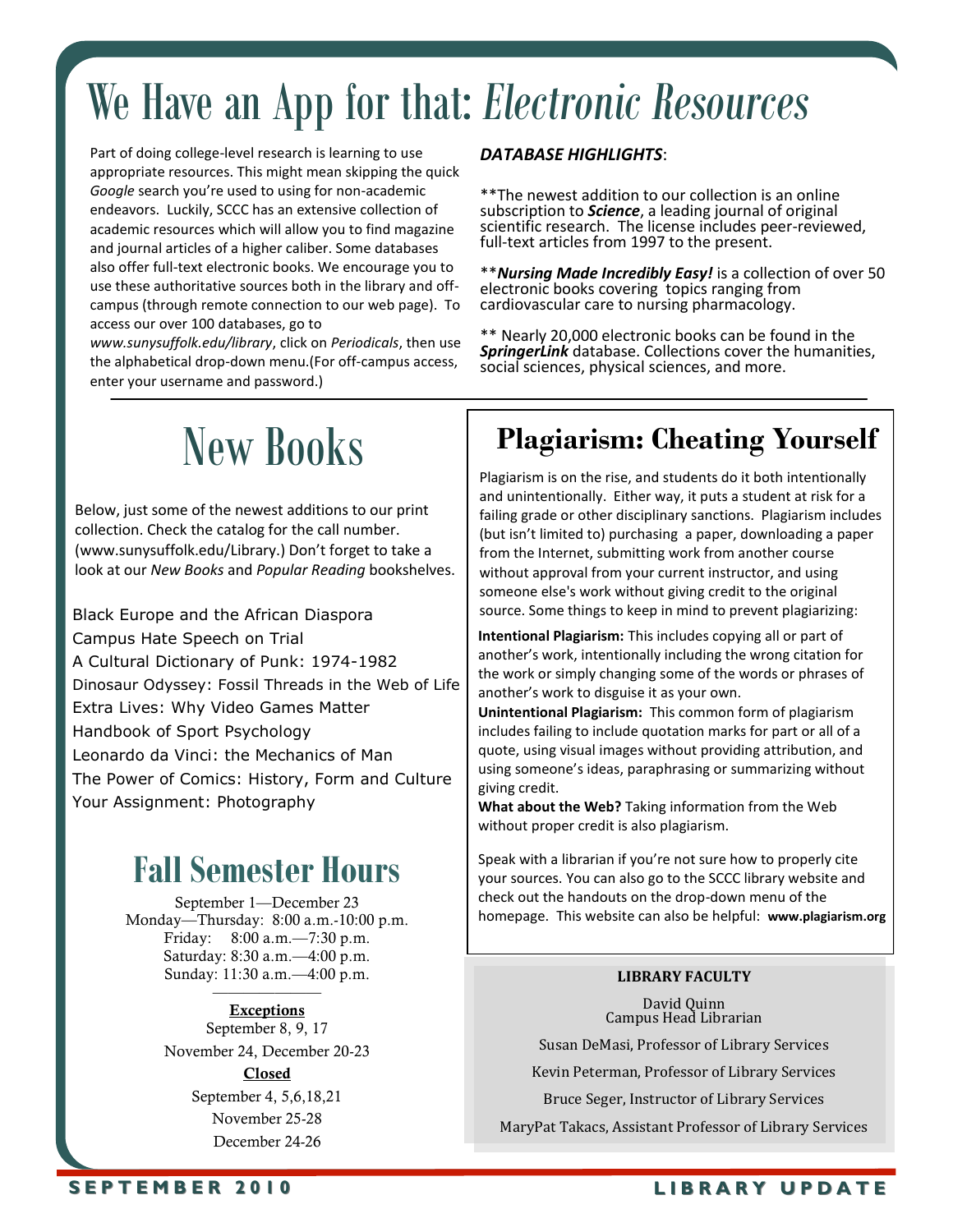# We Have an App for that: *Electronic Resources*

Part of doing college-level research is learning to use appropriate resources. This might mean skipping the quick *Google* search you're used to using for non-academic endeavors. Luckily, SCCC has an extensive collection of academic resources which will allow you to find magazine and journal articles of a higher caliber. Some databases also offer full-text electronic books. We encourage you to use these authoritative sources both in the library and off-campus (through remote connection to our web page). To access our over 100 databases, go to *www.sunysuffolk.edu/library*, click on *Periodicals*, then use the alphabetical drop-down menu.(For off-campus access, enter your username and password.)

***DATABASE HIGHLIGHTS***:

**The newest addition to our collection is an online subscription to ***Science***, a leading journal of original scientific research. The license includes peer-reviewed, full-text articles from 1997 to the present.

**\*\*Nursing Made Incredibly Easy!*** is a collection of over 50 electronic books covering topics ranging from cardiovascular care to nursing pharmacology.

** Nearly 20,000 electronic books can be found in the ***SpringerLink*** database. Collections cover the humanities, social sciences, physical sciences, and more.

# New Books

Below, just some of the newest additions to our print collection. Check the catalog for the call number. (www.sunysuffolk.edu/Library.) Don't forget to take a look at our *New Books* and *Popular Reading* bookshelves.

Black Europe and the African Diaspora
Campus Hate Speech on Trial
A Cultural Dictionary of Punk: 1974-1982
Dinosaur Odyssey: Fossil Threads in the Web of Life
Extra Lives: Why Video Games Matter
Handbook of Sport Psychology
Leonardo da Vinci: the Mechanics of Man
The Power of Comics: History, Form and Culture
Your Assignment: Photography

## Fall Semester Hours

September 1—December 23
Monday—Thursday: 8:00 a.m.-10:00 p.m.
Friday: 8:00 a.m.—7:30 p.m.
Saturday: 8:30 a.m.—4:00 p.m.
Sunday: 11:30 a.m.—4:00 p.m.

**Exceptions**
September 8, 9, 17
November 24, December 20-23

**Closed**
September 4, 5,6,18,21
November 25-28
December 24-26

## Plagiarism: Cheating Yourself

Plagiarism is on the rise, and students do it both intentionally and unintentionally. Either way, it puts a student at risk for a failing grade or other disciplinary sanctions. Plagiarism includes (but isn't limited to) purchasing a paper, downloading a paper from the Internet, submitting work from another course without approval from your current instructor, and using someone else's work without giving credit to the original source. Some things to keep in mind to prevent plagiarizing:

**Intentional Plagiarism:** This includes copying all or part of another's work, intentionally including the wrong citation for the work or simply changing some of the words or phrases of another's work to disguise it as your own.

**Unintentional Plagiarism:** This common form of plagiarism includes failing to include quotation marks for part or all of a quote, using visual images without providing attribution, and using someone's ideas, paraphrasing or summarizing without giving credit.

**What about the Web?** Taking information from the Web without proper credit is also plagiarism.

Speak with a librarian if you're not sure how to properly cite your sources. You can also go to the SCCC library website and check out the handouts on the drop-down menu of the homepage. This website can also be helpful: **www.plagiarism.org**

**LIBRARY FACULTY**

David Quinn
Campus Head Librarian

Susan DeMasi, Professor of Library Services

Kevin Peterman, Professor of Library Services

Bruce Seger, Instructor of Library Services

MaryPat Takacs, Assistant Professor of Library Services